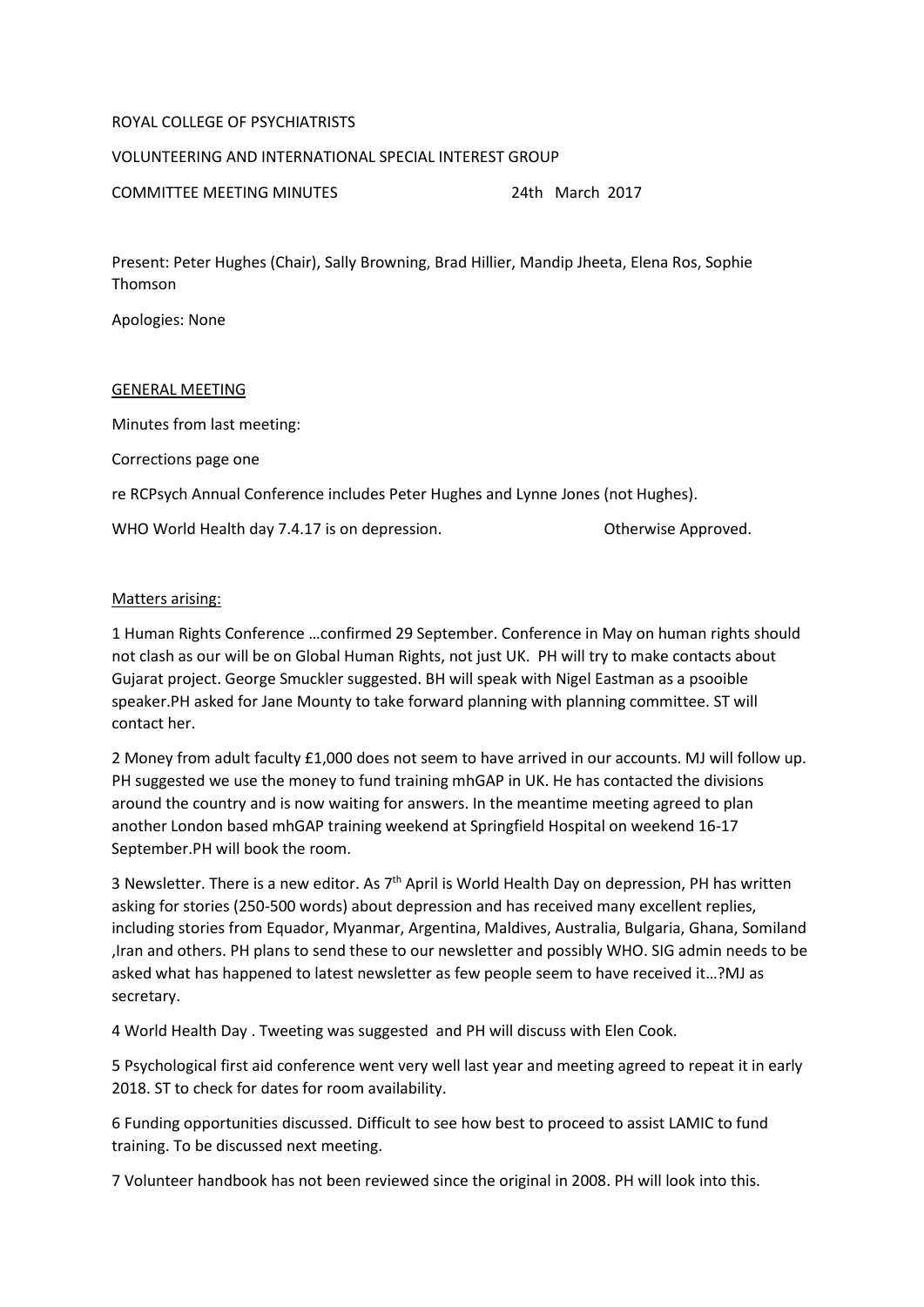ROYAL COLLEGE OF PSYCHIATRISTS

VOLUNTEERING AND INTERNATIONAL SPECIAL INTEREST GROUP

COMMITTEE MEETING MINUTES 24th March 2017

Present: Peter Hughes (Chair), Sally Browning, Brad Hillier, Mandip Jheeta, Elena Ros, Sophie Thomson

Apologies: None

<u>GENERAL MEETING</u>

Minutes from last meeting:

Corrections page one

re RCPsych Annual Conference includes Peter Hughes and Lynne Jones (not Hughes).

WHO World Health day 7.4.17 is on depression. Otherwise Approved.

<u>Matters arising:</u>

1 Human Rights Conference …confirmed 29 September. Conference in May on human rights should not clash as our will be on Global Human Rights, not just UK. PH will try to make contacts about Gujarat project. George Smuckler suggested. BH will speak with Nigel Eastman as a psooible speaker.PH asked for Jane Mounty to take forward planning with planning committee. ST will contact her.

2 Money from adult faculty £1,000 does not seem to have arrived in our accounts. MJ will follow up. PH suggested we use the money to fund training mhGAP in UK. He has contacted the divisions around the country and is now waiting for answers. In the meantime meeting agreed to plan another London based mhGAP training weekend at Springfield Hospital on weekend 16-17 September.PH will book the room.

3 Newsletter. There is a new editor. As 7th April is World Health Day on depression, PH has written asking for stories (250-500 words) about depression and has received many excellent replies, including stories from Equador, Myanmar, Argentina, Maldives, Australia, Bulgaria, Ghana, Somiland ,Iran and others. PH plans to send these to our newsletter and possibly WHO. SIG admin needs to be asked what has happened to latest newsletter as few people seem to have received it…?MJ as secretary.

4 World Health Day . Tweeting was suggested and PH will discuss with Elen Cook.

5 Psychological first aid conference went very well last year and meeting agreed to repeat it in early 2018. ST to check for dates for room availability.

6 Funding opportunities discussed. Difficult to see how best to proceed to assist LAMIC to fund training. To be discussed next meeting.

7 Volunteer handbook has not been reviewed since the original in 2008. PH will look into this.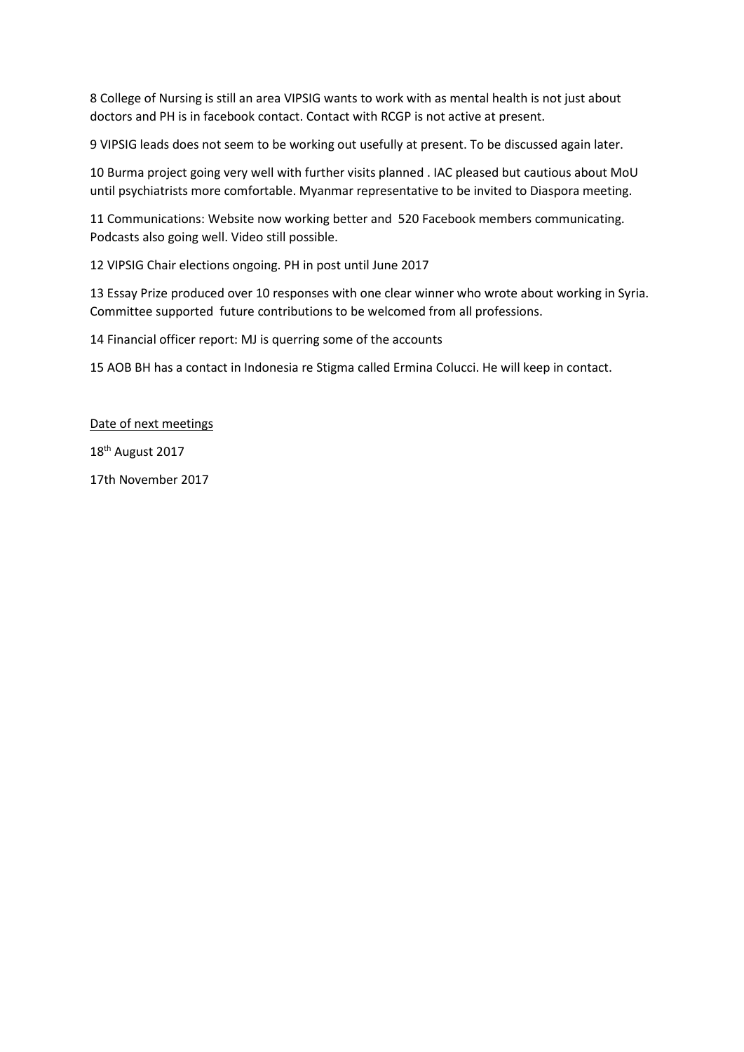8 College of Nursing is still an area VIPSIG wants to work with as mental health is not just about doctors and PH is in facebook contact. Contact with RCGP is not active at present.

9 VIPSIG leads does not seem to be working out usefully at present. To be discussed again later.

10 Burma project going very well with further visits planned . IAC pleased but cautious about MoU until psychiatrists more comfortable. Myanmar representative to be invited to Diaspora meeting.

11 Communications: Website now working better and 520 Facebook members communicating. Podcasts also going well. Video still possible.

12 VIPSIG Chair elections ongoing. PH in post until June 2017

13 Essay Prize produced over 10 responses with one clear winner who wrote about working in Syria. Committee supported future contributions to be welcomed from all professions.

14 Financial officer report: MJ is querring some of the accounts

15 AOB BH has a contact in Indonesia re Stigma called Ermina Colucci. He will keep in contact.

<u>Date of next meetings</u>

18th August 2017

17th November 2017